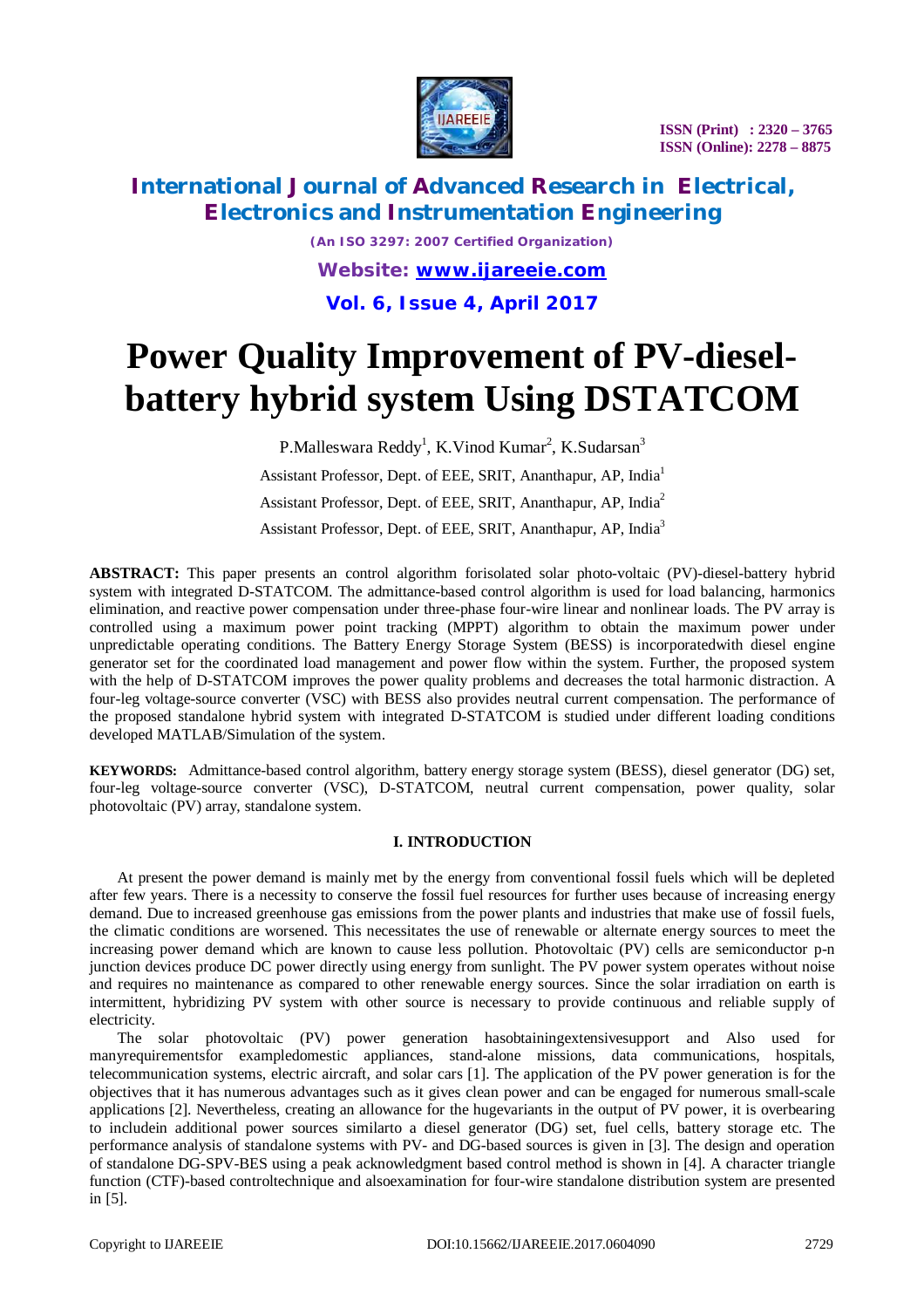# International Journal of Advanced Research in Electrical, Electronics and Instrumentation Engineering

*(An ISO 3297: 2007 Certified Organization)*

**Website: www.ijareeie.com**

**Vol. 6, Issue 4, April 2017**

ISSN (Print) : 2320 – 3765
ISSN (Online): 2278 – 8875

# Power Quality Improvement of PV-diesel-battery hybrid system Using DSTATCOM

P.Malleswara Reddy[1], K.Vinod Kumar[2], K.Sudarsan[3]

Assistant Professor, Dept. of EEE, SRIT, Ananthapur, AP, India[1]

Assistant Professor, Dept. of EEE, SRIT, Ananthapur, AP, India[2]

Assistant Professor, Dept. of EEE, SRIT, Ananthapur, AP, India[3]

**ABSTRACT:** This paper presents an control algorithm forisolated solar photo-voltaic (PV)-diesel-battery hybrid system with integrated D-STATCOM. The admittance-based control algorithm is used for load balancing, harmonics elimination, and reactive power compensation under three-phase four-wire linear and nonlinear loads. The PV array is controlled using a maximum power point tracking (MPPT) algorithm to obtain the maximum power under unpredictable operating conditions. The Battery Energy Storage System (BESS) is incorporatedwith diesel engine generator set for the coordinated load management and power flow within the system. Further, the proposed system with the help of D-STATCOM improves the power quality problems and decreases the total harmonic distraction. A four-leg voltage-source converter (VSC) with BESS also provides neutral current compensation. The performance of the proposed standalone hybrid system with integrated D-STATCOM is studied under different loading conditions developed MATLAB/Simulation of the system.

**KEYWORDS:** Admittance-based control algorithm, battery energy storage system (BESS), diesel generator (DG) set, four-leg voltage-source converter (VSC), D-STATCOM, neutral current compensation, power quality, solar photovoltaic (PV) array, standalone system.

## I. INTRODUCTION

At present the power demand is mainly met by the energy from conventional fossil fuels which will be depleted after few years. There is a necessity to conserve the fossil fuel resources for further uses because of increasing energy demand. Due to increased greenhouse gas emissions from the power plants and industries that make use of fossil fuels, the climatic conditions are worsened. This necessitates the use of renewable or alternate energy sources to meet the increasing power demand which are known to cause less pollution. Photovoltaic (PV) cells are semiconductor p-n junction devices produce DC power directly using energy from sunlight. The PV power system operates without noise and requires no maintenance as compared to other renewable energy sources. Since the solar irradiation on earth is intermittent, hybridizing PV system with other source is necessary to provide continuous and reliable supply of electricity.

The solar photovoltaic (PV) power generation hasobtainingextensivesupport and Also used for manyrequirementsfor exampledomestic appliances, stand-alone missions, data communications, hospitals, telecommunication systems, electric aircraft, and solar cars [1]. The application of the PV power generation is for the objectives that it has numerous advantages such as it gives clean power and can be engaged for numerous small-scale applications [2]. Nevertheless, creating an allowance for the hugevariants in the output of PV power, it is overbearing to includein additional power sources similarto a diesel generator (DG) set, fuel cells, battery storage etc. The performance analysis of standalone systems with PV- and DG-based sources is given in [3]. The design and operation of standalone DG-SPV-BES using a peak acknowledgment based control method is shown in [4]. A character triangle function (CTF)-based controltechnique and alsoexamination for four-wire standalone distribution system are presented in [5].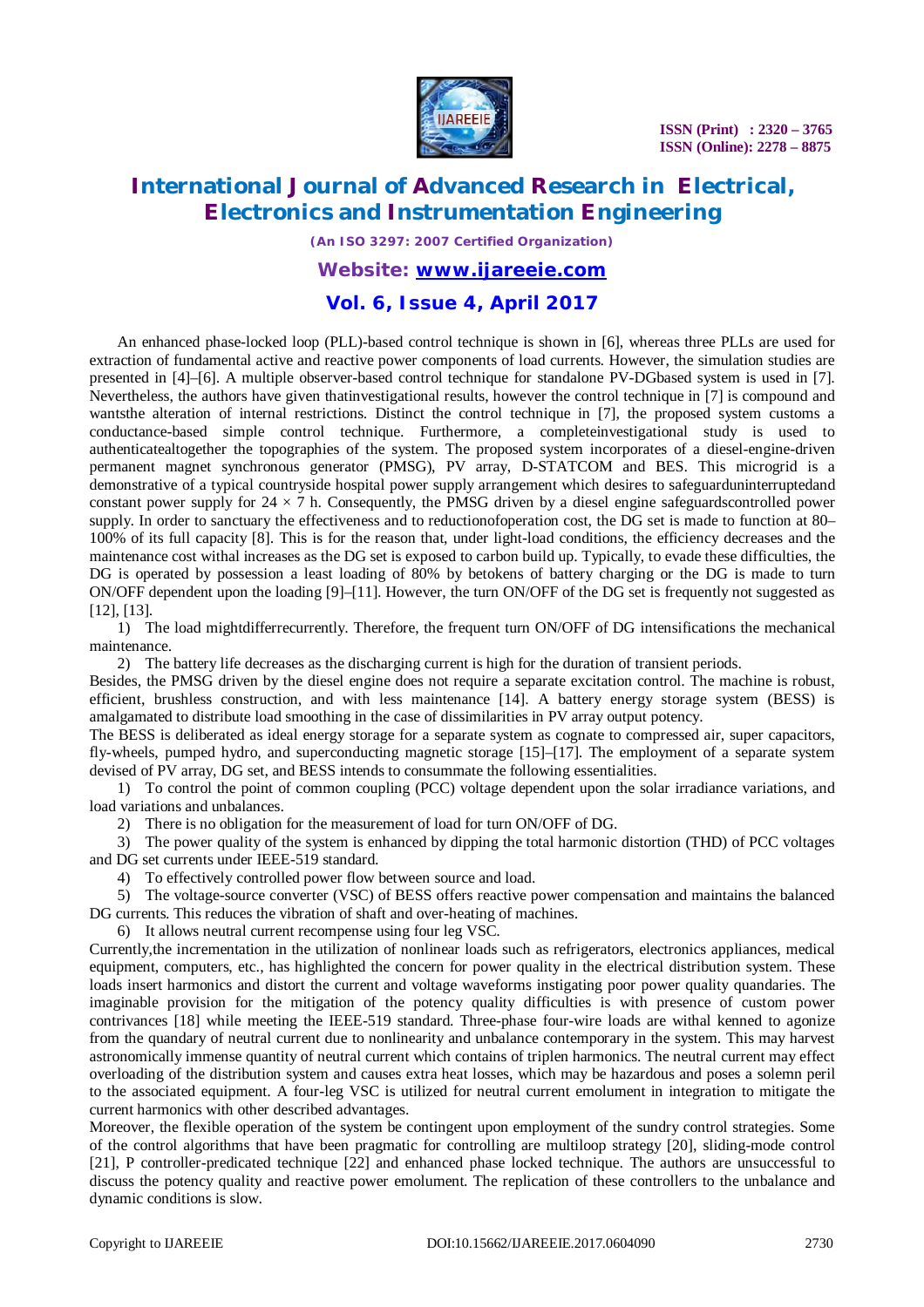An enhanced phase-locked loop (PLL)-based control technique is shown in [6], whereas three PLLs are used for extraction of fundamental active and reactive power components of load currents. However, the simulation studies are presented in [4]–[6]. A multiple observer-based control technique for standalone PV-DGbased system is used in [7]. Nevertheless, the authors have given thatinvestigational results, however the control technique in [7] is compound and wantsthe alteration of internal restrictions. Distinct the control technique in [7], the proposed system customs a conductance-based simple control technique. Furthermore, a completeinvestigational study is used to authenticatealtogether the topographies of the system. The proposed system incorporates of a diesel-engine-driven permanent magnet synchronous generator (PMSG), PV array, D-STATCOM and BES. This microgrid is a demonstrative of a typical countryside hospital power supply arrangement which desires to safeguarduninterruptedand constant power supply for 24 × 7 h. Consequently, the PMSG driven by a diesel engine safeguardscontrolled power supply. In order to sanctuary the effectiveness and to reductionofoperation cost, the DG set is made to function at 80–100% of its full capacity [8]. This is for the reason that, under light-load conditions, the efficiency decreases and the maintenance cost withal increases as the DG set is exposed to carbon build up. Typically, to evade these difficulties, the DG is operated by possession a least loading of 80% by betokens of battery charging or the DG is made to turn ON/OFF dependent upon the loading [9]–[11]. However, the turn ON/OFF of the DG set is frequently not suggested as [12], [13].

1) The load mightdifferrecurrently. Therefore, the frequent turn ON/OFF of DG intensifications the mechanical maintenance.

2) The battery life decreases as the discharging current is high for the duration of transient periods.

Besides, the PMSG driven by the diesel engine does not require a separate excitation control. The machine is robust, efficient, brushless construction, and with less maintenance [14]. A battery energy storage system (BESS) is amalgamated to distribute load smoothing in the case of dissimilarities in PV array output potency.

The BESS is deliberated as ideal energy storage for a separate system as cognate to compressed air, super capacitors, fly-wheels, pumped hydro, and superconducting magnetic storage [15]–[17]. The employment of a separate system devised of PV array, DG set, and BESS intends to consummate the following essentialities.

1) To control the point of common coupling (PCC) voltage dependent upon the solar irradiance variations, and load variations and unbalances.

2) There is no obligation for the measurement of load for turn ON/OFF of DG.

3) The power quality of the system is enhanced by dipping the total harmonic distortion (THD) of PCC voltages and DG set currents under IEEE-519 standard.

4) To effectively controlled power flow between source and load.

5) The voltage-source converter (VSC) of BESS offers reactive power compensation and maintains the balanced DG currents. This reduces the vibration of shaft and over-heating of machines.

6) It allows neutral current recompense using four leg VSC.

Currently,the incrementation in the utilization of nonlinear loads such as refrigerators, electronics appliances, medical equipment, computers, etc., has highlighted the concern for power quality in the electrical distribution system. These loads insert harmonics and distort the current and voltage waveforms instigating poor power quality quandaries. The imaginable provision for the mitigation of the potency quality difficulties is with presence of custom power contrivances [18] while meeting the IEEE-519 standard. Three-phase four-wire loads are withal kenned to agonize from the quandary of neutral current due to nonlinearity and unbalance contemporary in the system. This may harvest astronomically immense quantity of neutral current which contains of triplen harmonics. The neutral current may effect overloading of the distribution system and causes extra heat losses, which may be hazardous and poses a solemn peril to the associated equipment. A four-leg VSC is utilized for neutral current emolument in integration to mitigate the current harmonics with other described advantages.

Moreover, the flexible operation of the system be contingent upon employment of the sundry control strategies. Some of the control algorithms that have been pragmatic for controlling are multiloop strategy [20], sliding-mode control [21], P controller-predicated technique [22] and enhanced phase locked technique. The authors are unsuccessful to discuss the potency quality and reactive power emolument. The replication of these controllers to the unbalance and dynamic conditions is slow.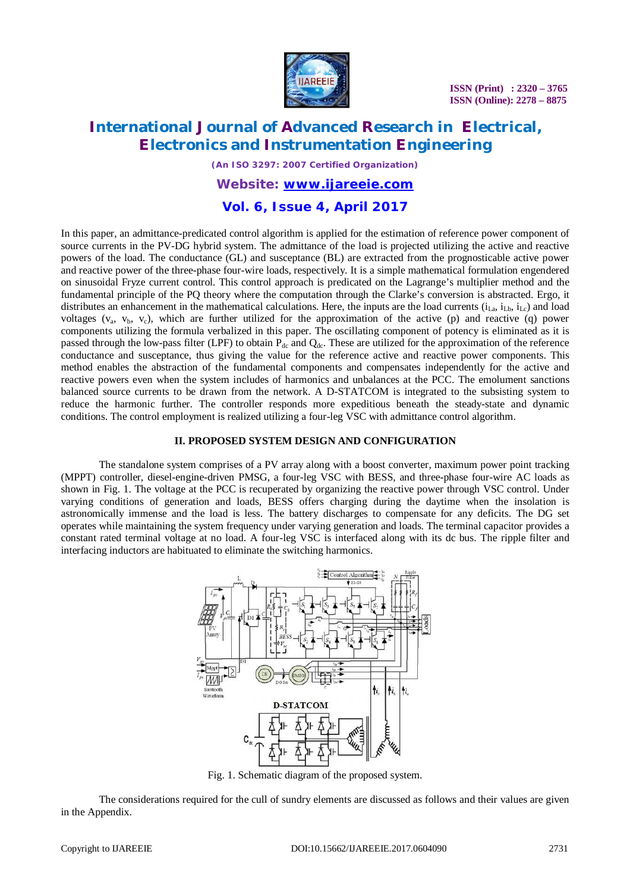In this paper, an admittance-predicated control algorithm is applied for the estimation of reference power component of source currents in the PV-DG hybrid system. The admittance of the load is projected utilizing the active and reactive powers of the load. The conductance (GL) and susceptance (BL) are extracted from the prognosticable active power and reactive power of the three-phase four-wire loads, respectively. It is a simple mathematical formulation engendered on sinusoidal Fryze current control. This control approach is predicated on the Lagrange's multiplier method and the fundamental principle of the PQ theory where the computation through the Clarke's conversion is abstracted. Ergo, it distributes an enhancement in the mathematical calculations. Here, the inputs are the load currents ($i_{La}$, $i_{Lb}$, $i_{Lc}$) and load voltages ($v_a$, $v_b$, $v_c$), which are further utilized for the approximation of the active (p) and reactive (q) power components utilizing the formula verbalized in this paper. The oscillating component of potency is eliminated as it is passed through the low-pass filter (LPF) to obtain $P_{dc}$ and $Q_{dc}$. These are utilized for the approximation of the reference conductance and susceptance, thus giving the value for the reference active and reactive power components. This method enables the abstraction of the fundamental components and compensates independently for the active and reactive powers even when the system includes of harmonics and unbalances at the PCC. The emolument sanctions balanced source currents to be drawn from the network. A D-STATCOM is integrated to the subsisting system to reduce the harmonic further. The controller responds more expeditious beneath the steady-state and dynamic conditions. The control employment is realized utilizing a four-leg VSC with admittance control algorithm.

## II. PROPOSED SYSTEM DESIGN AND CONFIGURATION

The standalone system comprises of a PV array along with a boost converter, maximum power point tracking (MPPT) controller, diesel-engine-driven PMSG, a four-leg VSC with BESS, and three-phase four-wire AC loads as shown in Fig. 1. The voltage at the PCC is recuperated by organizing the reactive power through VSC control. Under varying conditions of generation and loads, BESS offers charging during the daytime when the insolation is astronomically immense and the load is less. The battery discharges to compensate for any deficits. The DG set operates while maintaining the system frequency under varying generation and loads. The terminal capacitor provides a constant rated terminal voltage at no load. A four-leg VSC is interfaced along with its dc bus. The ripple filter and interfacing inductors are habituated to eliminate the switching harmonics.

Fig. 1. Schematic diagram of the proposed system.

The considerations required for the cull of sundry elements are discussed as follows and their values are given in the Appendix.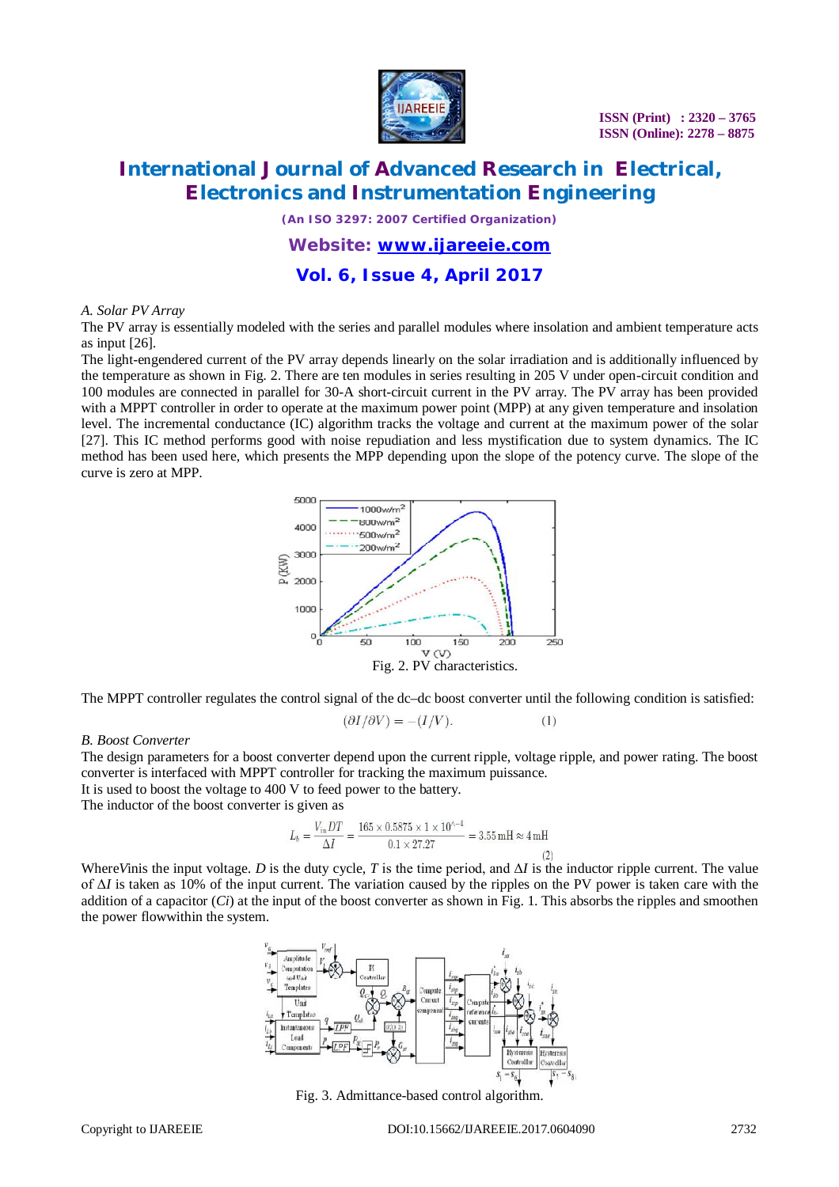*A. Solar PV Array*

The PV array is essentially modeled with the series and parallel modules where insolation and ambient temperature acts as input [26].

The light-engendered current of the PV array depends linearly on the solar irradiation and is additionally influenced by the temperature as shown in Fig. 2. There are ten modules in series resulting in 205 V under open-circuit condition and 100 modules are connected in parallel for 30-A short-circuit current in the PV array. The PV array has been provided with a MPPT controller in order to operate at the maximum power point (MPP) at any given temperature and insolation level. The incremental conductance (IC) algorithm tracks the voltage and current at the maximum power of the solar [27]. This IC method performs good with noise repudiation and less mystification due to system dynamics. The IC method has been used here, which presents the MPP depending upon the slope of the potency curve. The slope of the curve is zero at MPP.

Fig. 2. PV characteristics.

The MPPT controller regulates the control signal of the dc–dc boost converter until the following condition is satisfied:

$$(\partial I/\partial V) = -(I/V). \qquad (1)$$

*B. Boost Converter*

The design parameters for a boost converter depend upon the current ripple, voltage ripple, and power rating. The boost converter is interfaced with MPPT controller for tracking the maximum puissance.

It is used to boost the voltage to 400 V to feed power to the battery.

The inductor of the boost converter is given as

$$L_b = \frac{V_{in}DT}{\Delta I} = \frac{165 \times 0.5875 \times 1 \times 10^{\wedge -4}}{0.1 \times 27.27} = 3.55\,\text{mH} \approx 4\,\text{mH} \qquad (2)$$

Where $V_{in}$ is the input voltage. $D$ is the duty cycle, $T$ is the time period, and $\Delta I$ is the inductor ripple current. The value of $\Delta I$ is taken as 10% of the input current. The variation caused by the ripples on the PV power is taken care with the addition of a capacitor ($Ci$) at the input of the boost converter as shown in Fig. 1. This absorbs the ripples and smoothen the power flowwithin the system.

Fig. 3. Admittance-based control algorithm.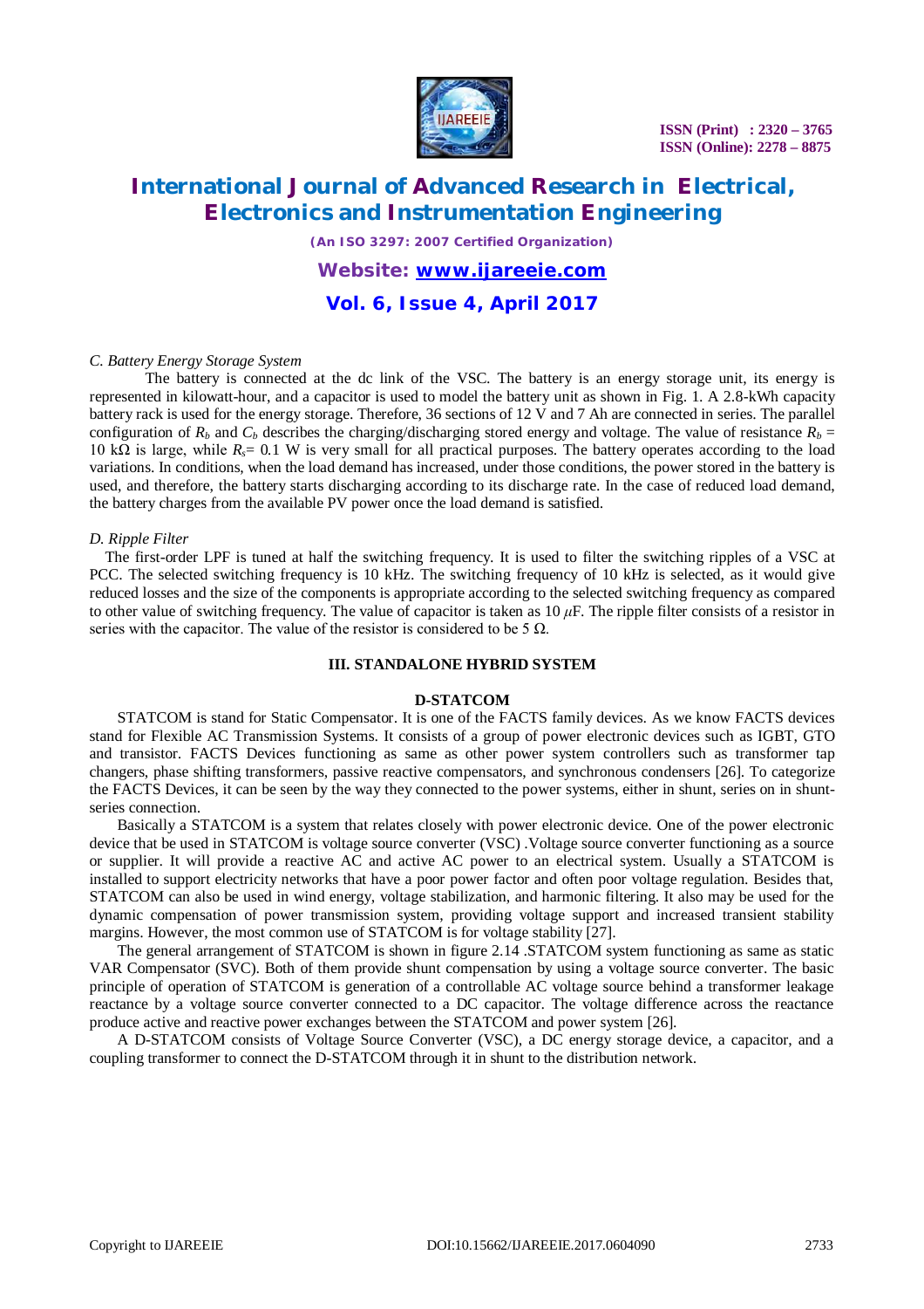### C. Battery Energy Storage System

The battery is connected at the dc link of the VSC. The battery is an energy storage unit, its energy is represented in kilowatt-hour, and a capacitor is used to model the battery unit as shown in Fig. 1. A 2.8-kWh capacity battery rack is used for the energy storage. Therefore, 36 sections of 12 V and 7 Ah are connected in series. The parallel configuration of $R_b$ and $C_b$ describes the charging/discharging stored energy and voltage. The value of resistance $R_b$ = 10 kΩ is large, while $R_s$= 0.1 W is very small for all practical purposes. The battery operates according to the load variations. In conditions, when the load demand has increased, under those conditions, the power stored in the battery is used, and therefore, the battery starts discharging according to its discharge rate. In the case of reduced load demand, the battery charges from the available PV power once the load demand is satisfied.

### D. Ripple Filter

The first-order LPF is tuned at half the switching frequency. It is used to filter the switching ripples of a VSC at PCC. The selected switching frequency is 10 kHz. The switching frequency of 10 kHz is selected, as it would give reduced losses and the size of the components is appropriate according to the selected switching frequency as compared to other value of switching frequency. The value of capacitor is taken as 10 $\mu$F. The ripple filter consists of a resistor in series with the capacitor. The value of the resistor is considered to be 5 Ω.

## III. STANDALONE HYBRID SYSTEM

### D-STATCOM

STATCOM is stand for Static Compensator. It is one of the FACTS family devices. As we know FACTS devices stand for Flexible AC Transmission Systems. It consists of a group of power electronic devices such as IGBT, GTO and transistor. FACTS Devices functioning as same as other power system controllers such as transformer tap changers, phase shifting transformers, passive reactive compensators, and synchronous condensers [26]. To categorize the FACTS Devices, it can be seen by the way they connected to the power systems, either in shunt, series on in shunt-series connection.

Basically a STATCOM is a system that relates closely with power electronic device. One of the power electronic device that be used in STATCOM is voltage source converter (VSC) .Voltage source converter functioning as a source or supplier. It will provide a reactive AC and active AC power to an electrical system. Usually a STATCOM is installed to support electricity networks that have a poor power factor and often poor voltage regulation. Besides that, STATCOM can also be used in wind energy, voltage stabilization, and harmonic filtering. It also may be used for the dynamic compensation of power transmission system, providing voltage support and increased transient stability margins. However, the most common use of STATCOM is for voltage stability [27].

The general arrangement of STATCOM is shown in figure 2.14 .STATCOM system functioning as same as static VAR Compensator (SVC). Both of them provide shunt compensation by using a voltage source converter. The basic principle of operation of STATCOM is generation of a controllable AC voltage source behind a transformer leakage reactance by a voltage source converter connected to a DC capacitor. The voltage difference across the reactance produce active and reactive power exchanges between the STATCOM and power system [26].

A D-STATCOM consists of Voltage Source Converter (VSC), a DC energy storage device, a capacitor, and a coupling transformer to connect the D-STATCOM through it in shunt to the distribution network.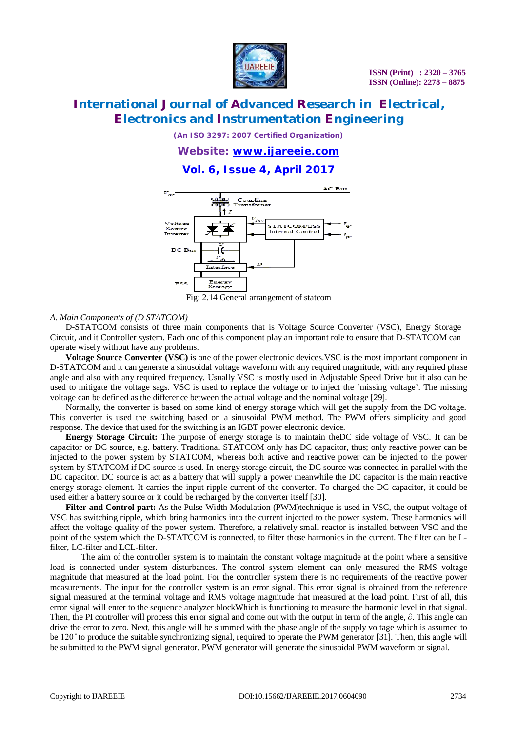Fig: 2.14 General arrangement of statcom

*A. Main Components of (D STATCOM)*

D-STATCOM consists of three main components that is Voltage Source Converter (VSC), Energy Storage Circuit, and it Controller system. Each one of this component play an important role to ensure that D-STATCOM can operate wisely without have any problems.

**Voltage Source Converter (VSC)** is one of the power electronic devices.VSC is the most important component in D-STATCOM and it can generate a sinusoidal voltage waveform with any required magnitude, with any required phase angle and also with any required frequency. Usually VSC is mostly used in Adjustable Speed Drive but it also can be used to mitigate the voltage sags. VSC is used to replace the voltage or to inject the 'missing voltage'. The missing voltage can be defined as the difference between the actual voltage and the nominal voltage [29].

Normally, the converter is based on some kind of energy storage which will get the supply from the DC voltage. This converter is used the switching based on a sinusoidal PWM method. The PWM offers simplicity and good response. The device that used for the switching is an IGBT power electronic device.

**Energy Storage Circuit:** The purpose of energy storage is to maintain theDC side voltage of VSC. It can be capacitor or DC source, e.g. battery. Traditional STATCOM only has DC capacitor, thus; only reactive power can be injected to the power system by STATCOM, whereas both active and reactive power can be injected to the power system by STATCOM if DC source is used. In energy storage circuit, the DC source was connected in parallel with the DC capacitor. DC source is act as a battery that will supply a power meanwhile the DC capacitor is the main reactive energy storage element. It carries the input ripple current of the converter. To charged the DC capacitor, it could be used either a battery source or it could be recharged by the converter itself [30].

**Filter and Control part:** As the Pulse-Width Modulation (PWM)technique is used in VSC, the output voltage of VSC has switching ripple, which bring harmonics into the current injected to the power system. These harmonics will affect the voltage quality of the power system. Therefore, a relatively small reactor is installed between VSC and the point of the system which the D-STATCOM is connected, to filter those harmonics in the current. The filter can be L-filter, LC-filter and LCL-filter.

The aim of the controller system is to maintain the constant voltage magnitude at the point where a sensitive load is connected under system disturbances. The control system element can only measured the RMS voltage magnitude that measured at the load point. For the controller system there is no requirements of the reactive power measurements. The input for the controller system is an error signal. This error signal is obtained from the reference signal measured at the terminal voltage and RMS voltage magnitude that measured at the load point. First of all, this error signal will enter to the sequence analyzer blockWhich is functioning to measure the harmonic level in that signal. Then, the PI controller will process this error signal and come out with the output in term of the angle, $\partial$. This angle can drive the error to zero. Next, this angle will be summed with the phase angle of the supply voltage which is assumed to be 120$^\circ$ to produce the suitable synchronizing signal, required to operate the PWM generator [31]. Then, this angle will be submitted to the PWM signal generator. PWM generator will generate the sinusoidal PWM waveform or signal.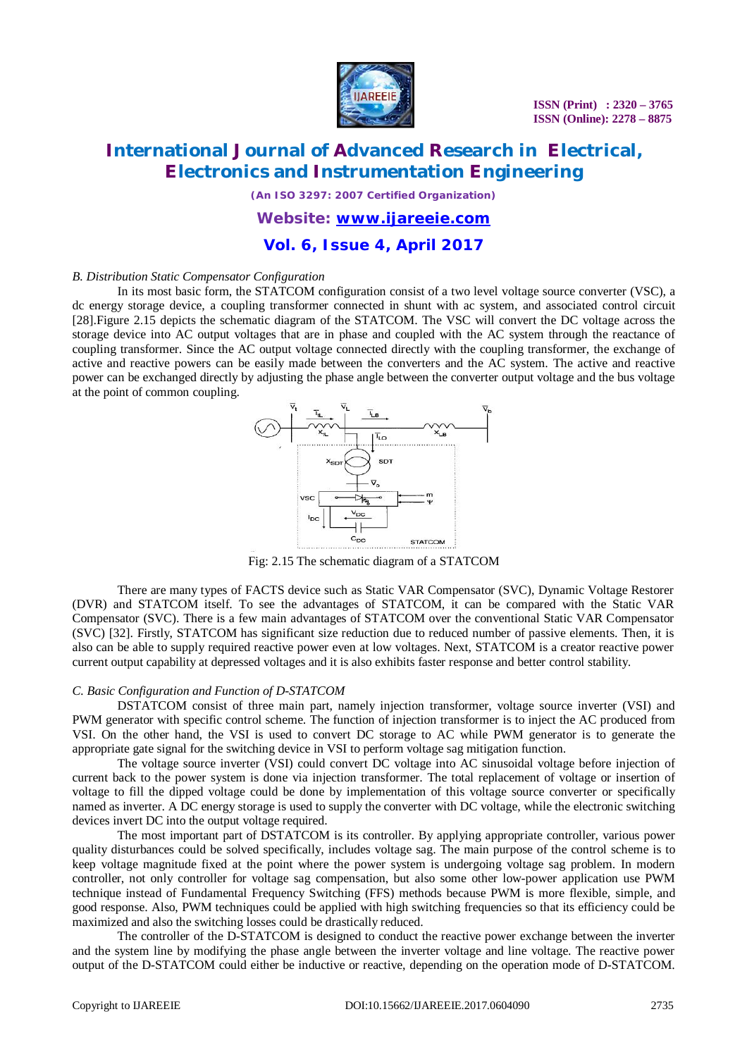*B. Distribution Static Compensator Configuration*

In its most basic form, the STATCOM configuration consist of a two level voltage source converter (VSC), a dc energy storage device, a coupling transformer connected in shunt with ac system, and associated control circuit [28].Figure 2.15 depicts the schematic diagram of the STATCOM. The VSC will convert the DC voltage across the storage device into AC output voltages that are in phase and coupled with the AC system through the reactance of coupling transformer. Since the AC output voltage connected directly with the coupling transformer, the exchange of active and reactive powers can be easily made between the converters and the AC system. The active and reactive power can be exchanged directly by adjusting the phase angle between the converter output voltage and the bus voltage at the point of common coupling.

Fig: 2.15 The schematic diagram of a STATCOM

There are many types of FACTS device such as Static VAR Compensator (SVC), Dynamic Voltage Restorer (DVR) and STATCOM itself. To see the advantages of STATCOM, it can be compared with the Static VAR Compensator (SVC). There is a few main advantages of STATCOM over the conventional Static VAR Compensator (SVC) [32]. Firstly, STATCOM has significant size reduction due to reduced number of passive elements. Then, it is also can be able to supply required reactive power even at low voltages. Next, STATCOM is a creator reactive power current output capability at depressed voltages and it is also exhibits faster response and better control stability.

*C. Basic Configuration and Function of D-STATCOM*

DSTATCOM consist of three main part, namely injection transformer, voltage source inverter (VSI) and PWM generator with specific control scheme. The function of injection transformer is to inject the AC produced from VSI. On the other hand, the VSI is used to convert DC storage to AC while PWM generator is to generate the appropriate gate signal for the switching device in VSI to perform voltage sag mitigation function.

The voltage source inverter (VSI) could convert DC voltage into AC sinusoidal voltage before injection of current back to the power system is done via injection transformer. The total replacement of voltage or insertion of voltage to fill the dipped voltage could be done by implementation of this voltage source converter or specifically named as inverter. A DC energy storage is used to supply the converter with DC voltage, while the electronic switching devices invert DC into the output voltage required.

The most important part of DSTATCOM is its controller. By applying appropriate controller, various power quality disturbances could be solved specifically, includes voltage sag. The main purpose of the control scheme is to keep voltage magnitude fixed at the point where the power system is undergoing voltage sag problem. In modern controller, not only controller for voltage sag compensation, but also some other low-power application use PWM technique instead of Fundamental Frequency Switching (FFS) methods because PWM is more flexible, simple, and good response. Also, PWM techniques could be applied with high switching frequencies so that its efficiency could be maximized and also the switching losses could be drastically reduced.

The controller of the D-STATCOM is designed to conduct the reactive power exchange between the inverter and the system line by modifying the phase angle between the inverter voltage and line voltage. The reactive power output of the D-STATCOM could either be inductive or reactive, depending on the operation mode of D-STATCOM.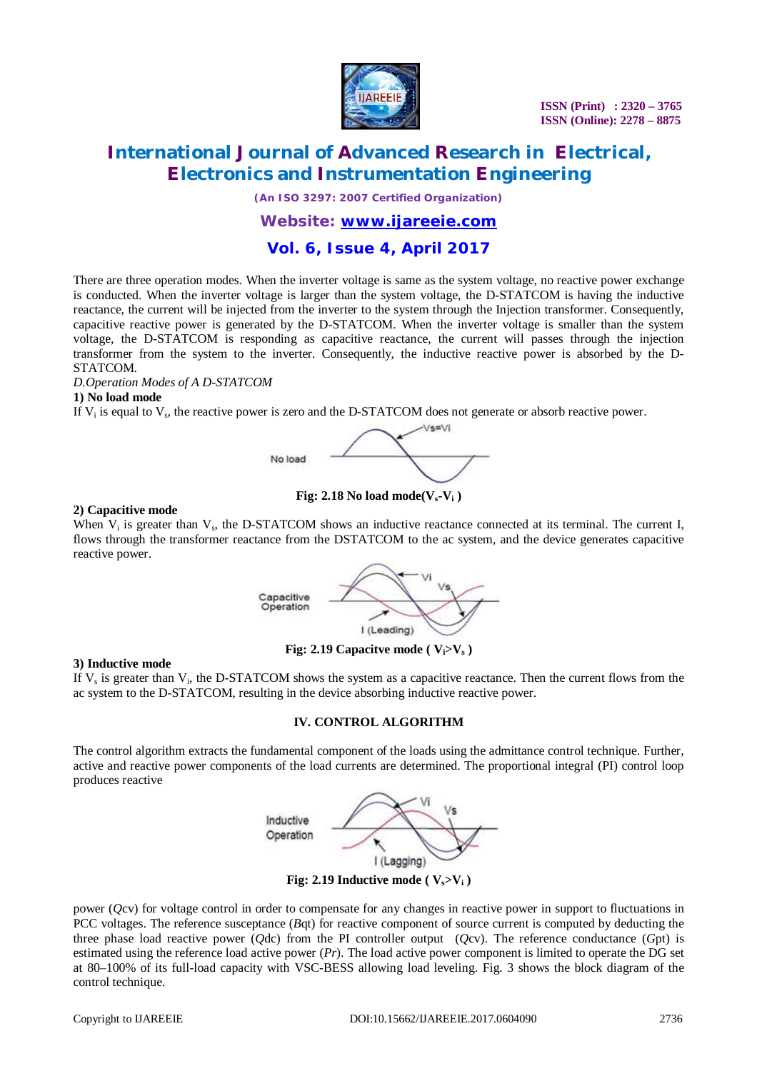There are three operation modes. When the inverter voltage is same as the system voltage, no reactive power exchange is conducted. When the inverter voltage is larger than the system voltage, the D-STATCOM is having the inductive reactance, the current will be injected from the inverter to the system through the Injection transformer. Consequently, capacitive reactive power is generated by the D-STATCOM. When the inverter voltage is smaller than the system voltage, the D-STATCOM is responding as capacitive reactance, the current will passes through the injection transformer from the system to the inverter. Consequently, the inductive reactive power is absorbed by the D-STATCOM.

*D.Operation Modes of A D-STATCOM*

**1) No load mode**

If $V_i$ is equal to $V_s$, the reactive power is zero and the D-STATCOM does not generate or absorb reactive power.

**Fig: 2.18 No load mode($V_s$-$V_i$ )**

**2) Capacitive mode**

When $V_i$ is greater than $V_s$, the D-STATCOM shows an inductive reactance connected at its terminal. The current I, flows through the transformer reactance from the DSTATCOM to the ac system, and the device generates capacitive reactive power.

**Fig: 2.19 Capacitve mode ( $V_i$>$V_s$ )**

**3) Inductive mode**

If $V_s$ is greater than $V_i$, the D-STATCOM shows the system as a capacitive reactance. Then the current flows from the ac system to the D-STATCOM, resulting in the device absorbing inductive reactive power.

## IV. CONTROL ALGORITHM

The control algorithm extracts the fundamental component of the loads using the admittance control technique. Further, active and reactive power components of the load currents are determined. The proportional integral (PI) control loop produces reactive

**Fig: 2.19 Inductive mode ( $V_s$>$V_i$ )**

power (*Q*cv) for voltage control in order to compensate for any changes in reactive power in support to fluctuations in PCC voltages. The reference susceptance (*B*qt) for reactive component of source current is computed by deducting the three phase load reactive power (*Q*dc) from the PI controller output (*Q*cv). The reference conductance (*G*pt) is estimated using the reference load active power (*Pr*). The load active power component is limited to operate the DG set at 80–100% of its full-load capacity with VSC-BESS allowing load leveling. Fig. 3 shows the block diagram of the control technique.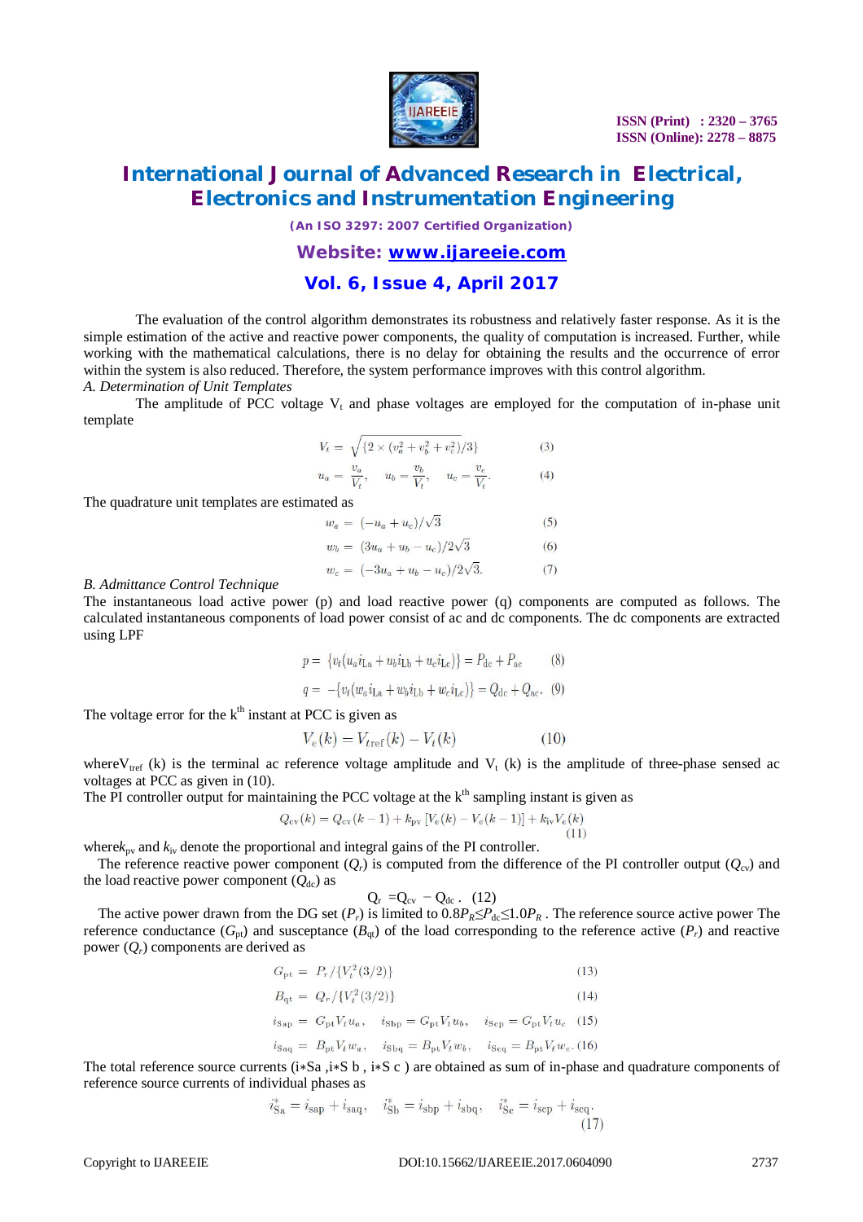The evaluation of the control algorithm demonstrates its robustness and relatively faster response. As it is the simple estimation of the active and reactive power components, the quality of computation is increased. Further, while working with the mathematical calculations, there is no delay for obtaining the results and the occurrence of error within the system is also reduced. Therefore, the system performance improves with this control algorithm.

*A. Determination of Unit Templates*

The amplitude of PCC voltage $V_t$ and phase voltages are employed for the computation of in-phase unit template

$$V_t = \sqrt{\{2 \times (v_a^2 + v_b^2 + v_c^2)/3\}} \quad (3)$$

$$u_a = \frac{v_a}{V_t}, \quad u_b = \frac{v_b}{V_t}, \quad u_c = \frac{v_c}{V_t}. \quad (4)$$

The quadrature unit templates are estimated as

$$w_a = (-u_a + u_c)/\sqrt{3} \quad (5)$$

$$w_b = (3u_a + u_b - u_c)/2\sqrt{3} \quad (6)$$

$$w_c = (-3u_a + u_b - u_c)/2\sqrt{3}. \quad (7)$$

*B. Admittance Control Technique*

The instantaneous load active power (p) and load reactive power (q) components are computed as follows. The calculated instantaneous components of load power consist of ac and dc components. The dc components are extracted using LPF

$$p = \{v_t(u_a i_{La} + u_b i_{Lb} + u_c i_{Lc})\} = P_{dc} + P_{ac} \quad (8)$$

$$q = -\{v_t(w_a i_{La} + w_b i_{Lb} + w_c i_{Lc})\} = Q_{dc} + Q_{ac}. \quad (9)$$

The voltage error for the k[th] instant at PCC is given as

$$V_e(k) = V_{tref}(k) - V_t(k) \quad (10)$$

where $V_{tref}$ (k) is the terminal ac reference voltage amplitude and $V_t$ (k) is the amplitude of three-phase sensed ac voltages at PCC as given in (10).

The PI controller output for maintaining the PCC voltage at the k[th] sampling instant is given as

$$Q_{cv}(k) = Q_{cv}(k-1) + k_{pv}[V_e(k) - V_e(k-1)] + k_{iv}V_e(k) \quad (11)$$

where $k_{pv}$ and $k_{iv}$ denote the proportional and integral gains of the PI controller.

The reference reactive power component ($Q_r$) is computed from the difference of the PI controller output ($Q_{cv}$) and the load reactive power component ($Q_{dc}$) as

$$Q_r = Q_{cv} - Q_{dc}. \quad (12)$$

The active power drawn from the DG set ($P_r$) is limited to $0.8P_R \leq P_{dc} \leq 1.0P_R$ . The reference source active power The reference conductance ($G_{pt}$) and susceptance ($B_{qt}$) of the load corresponding to the reference active ($P_r$) and reactive power ($Q_r$) components are derived as

$$G_{pt} = P_r/\{V_t^2(3/2)\} \quad (13)$$

$$B_{qt} = Q_r/\{V_t^2(3/2)\} \quad (14)$$

$$i_{Sap} = G_{pt}V_t u_a, \quad i_{Sbp} = G_{pt}V_t u_b, \quad i_{Scp} = G_{pt}V_t u_c \quad (15)$$

$$i_{Saq} = B_{pt}V_t w_a, \quad i_{Sbq} = B_{pt}V_t w_b, \quad i_{Scq} = B_{pt}V_t w_c. \quad (16)$$

The total reference source currents ($i^*_{Sa}$ ,$i^*_{Sb}$ , $i^*_{Sc}$ ) are obtained as sum of in-phase and quadrature components of reference source currents of individual phases as

$$i^*_{Sa} = i_{sap} + i_{saq}, \quad i^*_{Sb} = i_{sbp} + i_{sbq}, \quad i^*_{Sc} = i_{scp} + i_{scq}. \quad (17)$$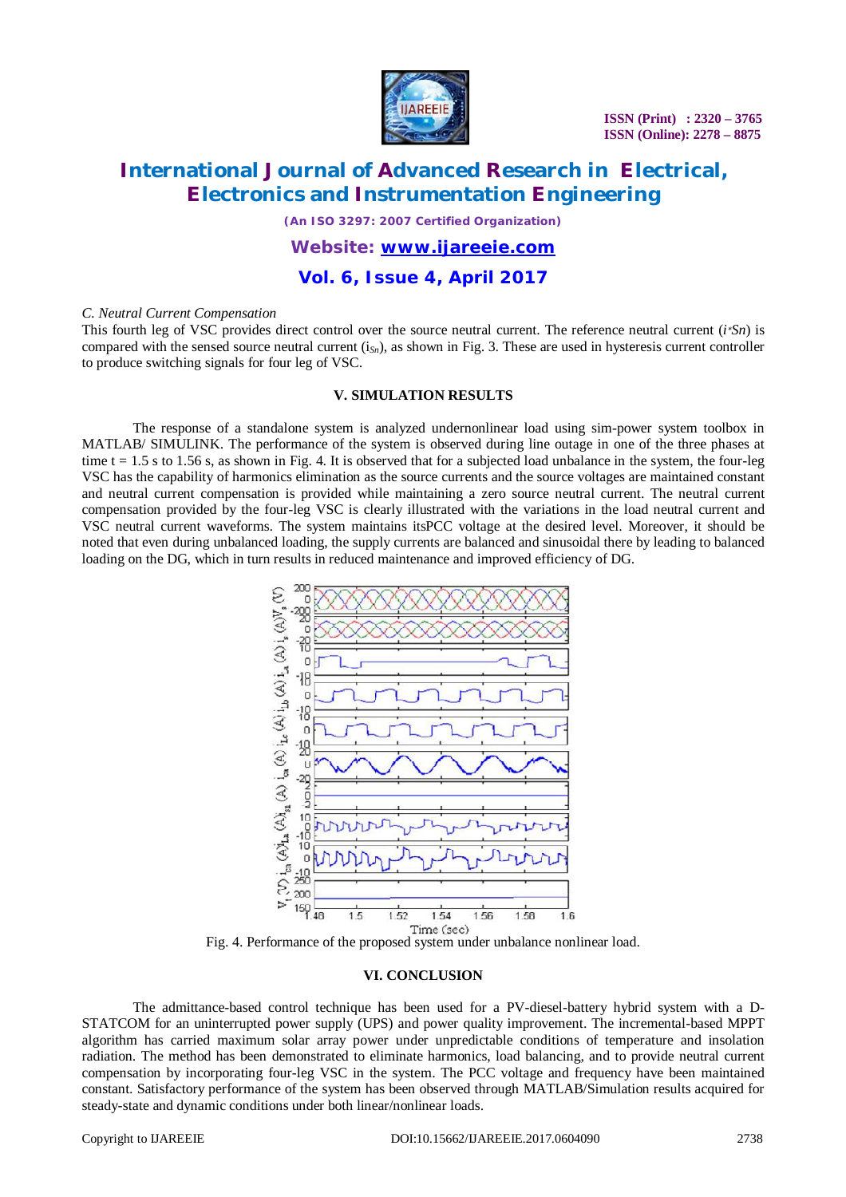### C. Neutral Current Compensation

This fourth leg of VSC provides direct control over the source neutral current. The reference neutral current ($i^*_{Sn}$) is compared with the sensed source neutral current ($i_{Sn}$), as shown in Fig. 3. These are used in hysteresis current controller to produce switching signals for four leg of VSC.

## V. SIMULATION RESULTS

The response of a standalone system is analyzed undernonlinear load using sim-power system toolbox in MATLAB/ SIMULINK. The performance of the system is observed during line outage in one of the three phases at time t = 1.5 s to 1.56 s, as shown in Fig. 4. It is observed that for a subjected load unbalance in the system, the four-leg VSC has the capability of harmonics elimination as the source currents and the source voltages are maintained constant and neutral current compensation is provided while maintaining a zero source neutral current. The neutral current compensation provided by the four-leg VSC is clearly illustrated with the variations in the load neutral current and VSC neutral current waveforms. The system maintains itsPCC voltage at the desired level. Moreover, it should be noted that even during unbalanced loading, the supply currents are balanced and sinusoidal there by leading to balanced loading on the DG, which in turn results in reduced maintenance and improved efficiency of DG.

Fig. 4. Performance of the proposed system under unbalance nonlinear load.

## VI. CONCLUSION

The admittance-based control technique has been used for a PV-diesel-battery hybrid system with a D-STATCOM for an uninterrupted power supply (UPS) and power quality improvement. The incremental-based MPPT algorithm has carried maximum solar array power under unpredictable conditions of temperature and insolation radiation. The method has been demonstrated to eliminate harmonics, load balancing, and to provide neutral current compensation by incorporating four-leg VSC in the system. The PCC voltage and frequency have been maintained constant. Satisfactory performance of the system has been observed through MATLAB/Simulation results acquired for steady-state and dynamic conditions under both linear/nonlinear loads.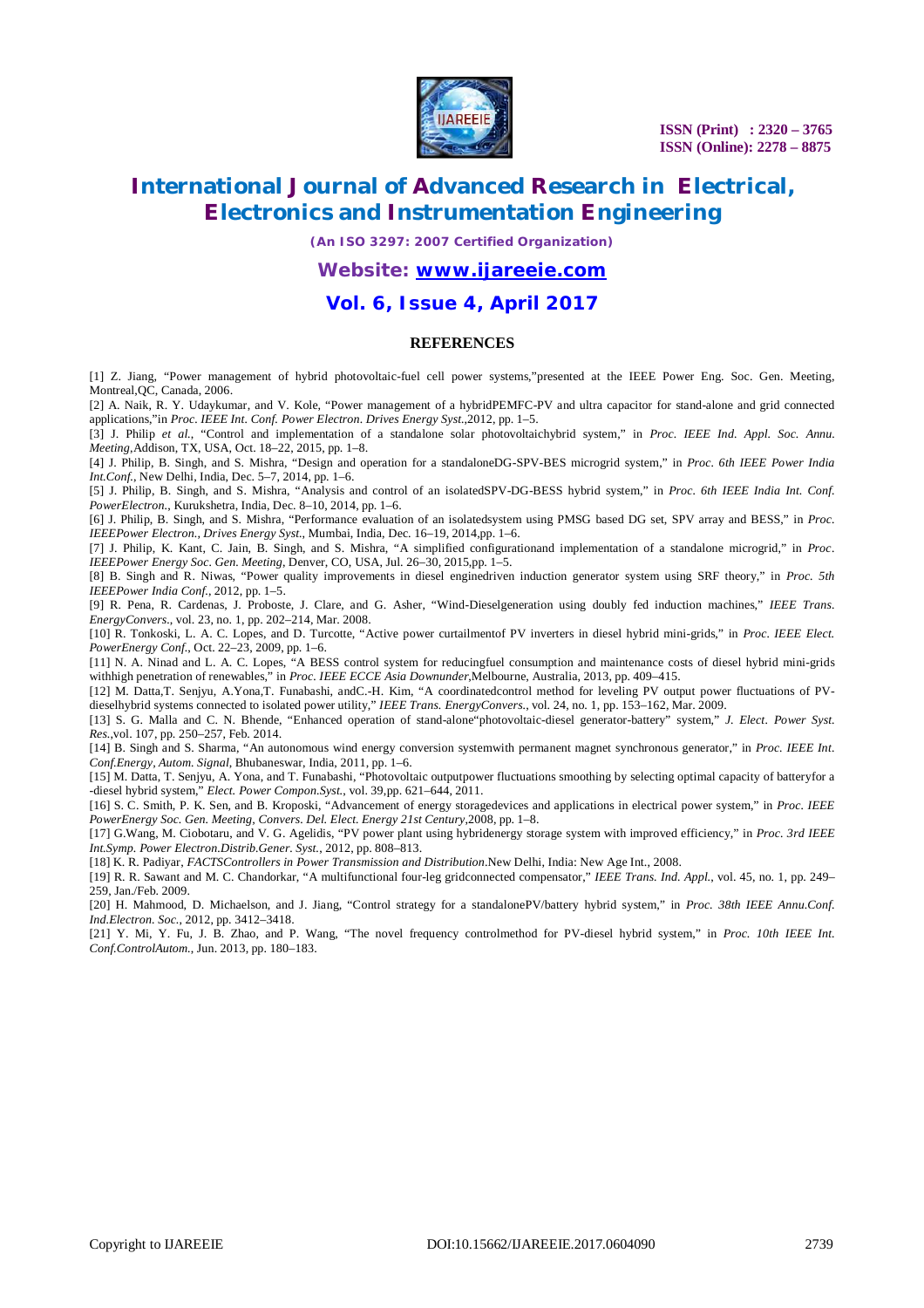## REFERENCES

[1] Z. Jiang, "Power management of hybrid photovoltaic-fuel cell power systems,"presented at the IEEE Power Eng. Soc. Gen. Meeting, Montreal,QC, Canada, 2006.

[2] A. Naik, R. Y. Udaykumar, and V. Kole, "Power management of a hybridPEMFC-PV and ultra capacitor for stand-alone and grid connected applications,"in *Proc. IEEE Int. Conf. Power Electron. Drives Energy Syst.*,2012, pp. 1–5.

[3] J. Philip *et al.*, "Control and implementation of a standalone solar photovoltaichybrid system," in *Proc. IEEE Ind. Appl. Soc. Annu. Meeting*,Addison, TX, USA, Oct. 18–22, 2015, pp. 1–8.

[4] J. Philip, B. Singh, and S. Mishra, "Design and operation for a standaloneDG-SPV-BES microgrid system," in *Proc. 6th IEEE Power India Int.Conf.*, New Delhi, India, Dec. 5–7, 2014, pp. 1–6.

[5] J. Philip, B. Singh, and S. Mishra, "Analysis and control of an isolatedSPV-DG-BESS hybrid system," in *Proc. 6th IEEE India Int. Conf. PowerElectron.*, Kurukshetra, India, Dec. 8–10, 2014, pp. 1–6.

[6] J. Philip, B. Singh, and S. Mishra, "Performance evaluation of an isolatedsystem using PMSG based DG set, SPV array and BESS," in *Proc. IEEEPower Electron., Drives Energy Syst.*, Mumbai, India, Dec. 16–19, 2014,pp. 1–6.

[7] J. Philip, K. Kant, C. Jain, B. Singh, and S. Mishra, "A simplified configurationand implementation of a standalone microgrid," in *Proc. IEEEPower Energy Soc. Gen. Meeting*, Denver, CO, USA, Jul. 26–30, 2015,pp. 1–5.

[8] B. Singh and R. Niwas, "Power quality improvements in diesel enginedriven induction generator system using SRF theory," in *Proc. 5th IEEEPower India Conf.*, 2012, pp. 1–5.

[9] R. Pena, R. Cardenas, J. Proboste, J. Clare, and G. Asher, "Wind-Dieselgeneration using doubly fed induction machines," *IEEE Trans. EnergyConvers.*, vol. 23, no. 1, pp. 202–214, Mar. 2008.

[10] R. Tonkoski, L. A. C. Lopes, and D. Turcotte, "Active power curtailmentof PV inverters in diesel hybrid mini-grids," in *Proc. IEEE Elect. PowerEnergy Conf.*, Oct. 22–23, 2009, pp. 1–6.

[11] N. A. Ninad and L. A. C. Lopes, "A BESS control system for reducingfuel consumption and maintenance costs of diesel hybrid mini-grids withhigh penetration of renewables," in *Proc. IEEE ECCE Asia Downunder*,Melbourne, Australia, 2013, pp. 409–415.

[12] M. Datta,T. Senjyu, A.Yona,T. Funabashi, andC.-H. Kim, "A coordinatedcontrol method for leveling PV output power fluctuations of PV-dieselhybrid systems connected to isolated power utility," *IEEE Trans. EnergyConvers.*, vol. 24, no. 1, pp. 153–162, Mar. 2009.

[13] S. G. Malla and C. N. Bhende, "Enhanced operation of stand-alone"photovoltaic-diesel generator-battery" system," *J. Elect. Power Syst. Res.*,vol. 107, pp. 250–257, Feb. 2014.

[14] B. Singh and S. Sharma, "An autonomous wind energy conversion systemwith permanent magnet synchronous generator," in *Proc. IEEE Int. Conf.Energy, Autom. Signal*, Bhubaneswar, India, 2011, pp. 1–6.

[15] M. Datta, T. Senjyu, A. Yona, and T. Funabashi, "Photovoltaic outputpower fluctuations smoothing by selecting optimal capacity of batteryfor a -diesel hybrid system," *Elect. Power Compon.Syst.*, vol. 39,pp. 621–644, 2011.

[16] S. C. Smith, P. K. Sen, and B. Kroposki, "Advancement of energy storagedevices and applications in electrical power system," in *Proc. IEEE PowerEnergy Soc. Gen. Meeting, Convers. Del. Elect. Energy 21st Century*,2008, pp. 1–8.

[17] G.Wang, M. Ciobotaru, and V. G. Agelidis, "PV power plant using hybridenergy storage system with improved efficiency," in *Proc. 3rd IEEE Int.Symp. Power Electron.Distrib.Gener. Syst.*, 2012, pp. 808–813.

[18] K. R. Padiyar, *FACTSControllers in Power Transmission and Distribution*.New Delhi, India: New Age Int., 2008.

[19] R. R. Sawant and M. C. Chandorkar, "A multifunctional four-leg gridconnected compensator," *IEEE Trans. Ind. Appl.*, vol. 45, no. 1, pp. 249–259, Jan./Feb. 2009.

[20] H. Mahmood, D. Michaelson, and J. Jiang, "Control strategy for a standalonePV/battery hybrid system," in *Proc. 38th IEEE Annu.Conf. Ind.Electron. Soc.*, 2012, pp. 3412–3418.

[21] Y. Mi, Y. Fu, J. B. Zhao, and P. Wang, "The novel frequency controlmethod for PV-diesel hybrid system," in *Proc. 10th IEEE Int. Conf.ControlAutom.*, Jun. 2013, pp. 180–183.